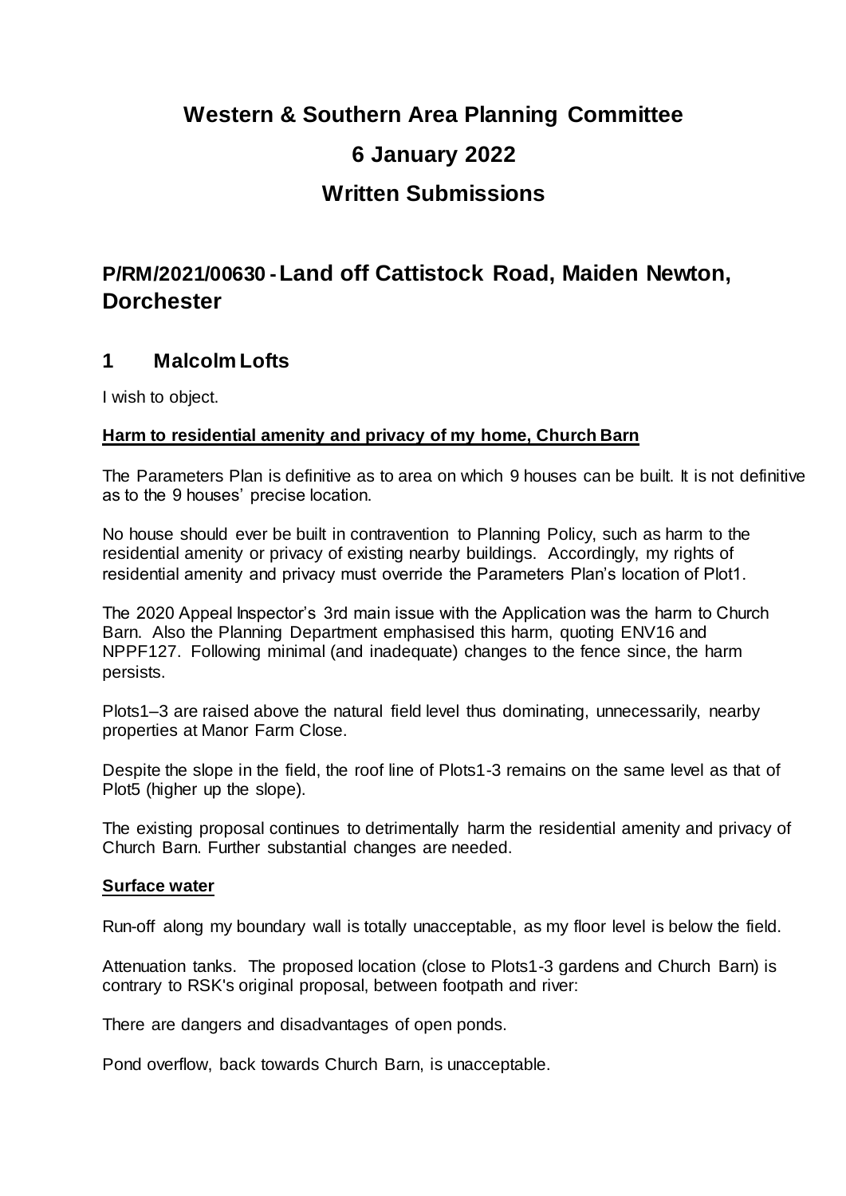# Western & Southern Area Planning Committee

# 6 January 2022

# Written Submissions

## P/RM/2021/00630 - Land off Cattistock Road, Maiden Newton, Dorchester

### 1 Malcolm Lofts

I wish to object.

**Harm to residential amenity and privacy of my home, Church Barn**

The Parameters Plan is definitive as to area on which 9 houses can be built. It is not definitive as to the 9 houses' precise location.

No house should ever be built in contravention to Planning Policy, such as harm to the residential amenity or privacy of existing nearby buildings. Accordingly, my rights of residential amenity and privacy must override the Parameters Plan's location of Plot1.

The 2020 Appeal Inspector's 3rd main issue with the Application was the harm to Church Barn. Also the Planning Department emphasised this harm, quoting ENV16 and NPPF127. Following minimal (and inadequate) changes to the fence since, the harm persists.

Plots1–3 are raised above the natural field level thus dominating, unnecessarily, nearby properties at Manor Farm Close.

Despite the slope in the field, the roof line of Plots1-3 remains on the same level as that of Plot5 (higher up the slope).

The existing proposal continues to detrimentally harm the residential amenity and privacy of Church Barn. Further substantial changes are needed.

**Surface water**

Run-off along my boundary wall is totally unacceptable, as my floor level is below the field.

Attenuation tanks. The proposed location (close to Plots1-3 gardens and Church Barn) is contrary to RSK's original proposal, between footpath and river:

There are dangers and disadvantages of open ponds.

Pond overflow, back towards Church Barn, is unacceptable.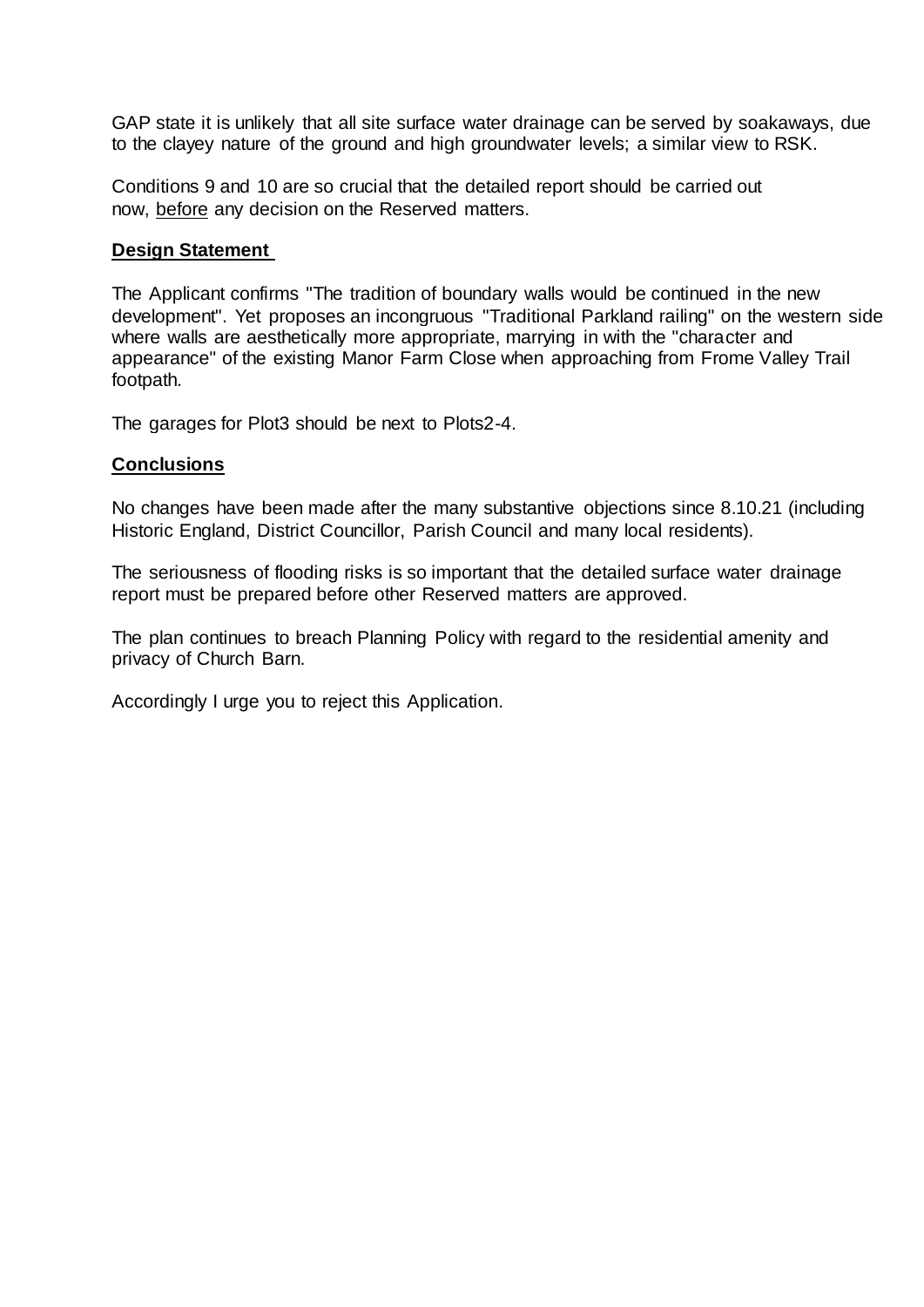GAP state it is unlikely that all site surface water drainage can be served by soakaways, due to the clayey nature of the ground and high groundwater levels; a similar view to RSK.

Conditions 9 and 10 are so crucial that the detailed report should be carried out now, before any decision on the Reserved matters.

## Design Statement

The Applicant confirms "The tradition of boundary walls would be continued in the new development". Yet proposes an incongruous "Traditional Parkland railing" on the western side where walls are aesthetically more appropriate, marrying in with the "character and appearance" of the existing Manor Farm Close when approaching from Frome Valley Trail footpath.

The garages for Plot3 should be next to Plots2-4.

## Conclusions

No changes have been made after the many substantive objections since 8.10.21 (including Historic England, District Councillor, Parish Council and many local residents).

The seriousness of flooding risks is so important that the detailed surface water drainage report must be prepared before other Reserved matters are approved.

The plan continues to breach Planning Policy with regard to the residential amenity and privacy of Church Barn.

Accordingly I urge you to reject this Application.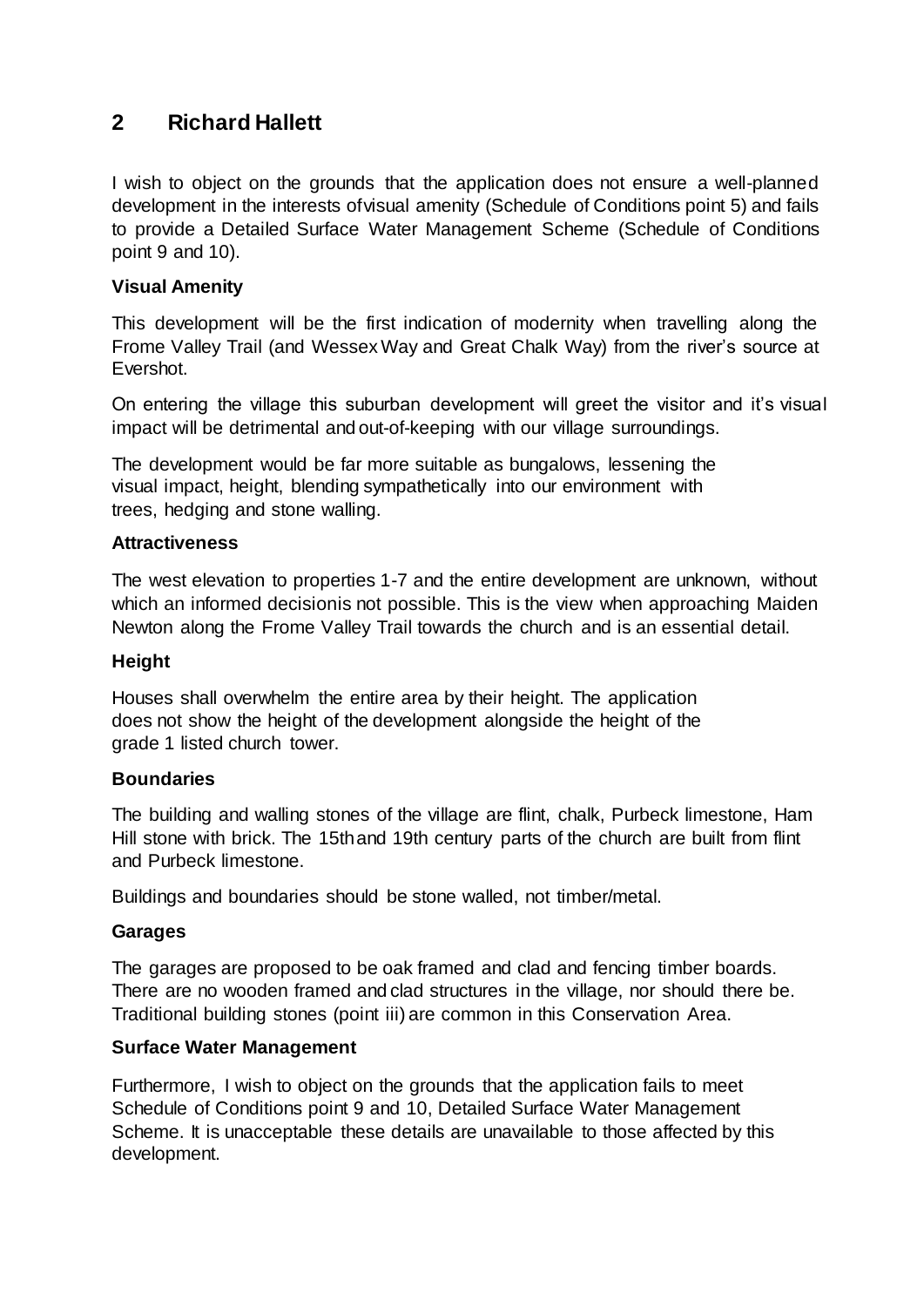## 2 Richard Hallett

I wish to object on the grounds that the application does not ensure a well-planned development in the interests of visual amenity (Schedule of Conditions point 5) and fails to provide a Detailed Surface Water Management Scheme (Schedule of Conditions point 9 and 10).

**Visual Amenity**

This development will be the first indication of modernity when travelling along the Frome Valley Trail (and Wessex Way and Great Chalk Way) from the river's source at Evershot.

On entering the village this suburban development will greet the visitor and it's visual impact will be detrimental and out-of-keeping with our village surroundings.

The development would be far more suitable as bungalows, lessening the visual impact, height, blending sympathetically into our environment with trees, hedging and stone walling.

**Attractiveness**

The west elevation to properties 1-7 and the entire development are unknown, without which an informed decision is not possible. This is the view when approaching Maiden Newton along the Frome Valley Trail towards the church and is an essential detail.

**Height**

Houses shall overwhelm the entire area by their height. The application does not show the height of the development alongside the height of the grade 1 listed church tower.

**Boundaries**

The building and walling stones of the village are flint, chalk, Purbeck limestone, Ham Hill stone with brick. The 15th and 19th century parts of the church are built from flint and Purbeck limestone.

Buildings and boundaries should be stone walled, not timber/metal.

**Garages**

The garages are proposed to be oak framed and clad and fencing timber boards. There are no wooden framed and clad structures in the village, nor should there be. Traditional building stones (point iii) are common in this Conservation Area.

**Surface Water Management**

Furthermore, I wish to object on the grounds that the application fails to meet Schedule of Conditions point 9 and 10, Detailed Surface Water Management Scheme. It is unacceptable these details are unavailable to those affected by this development.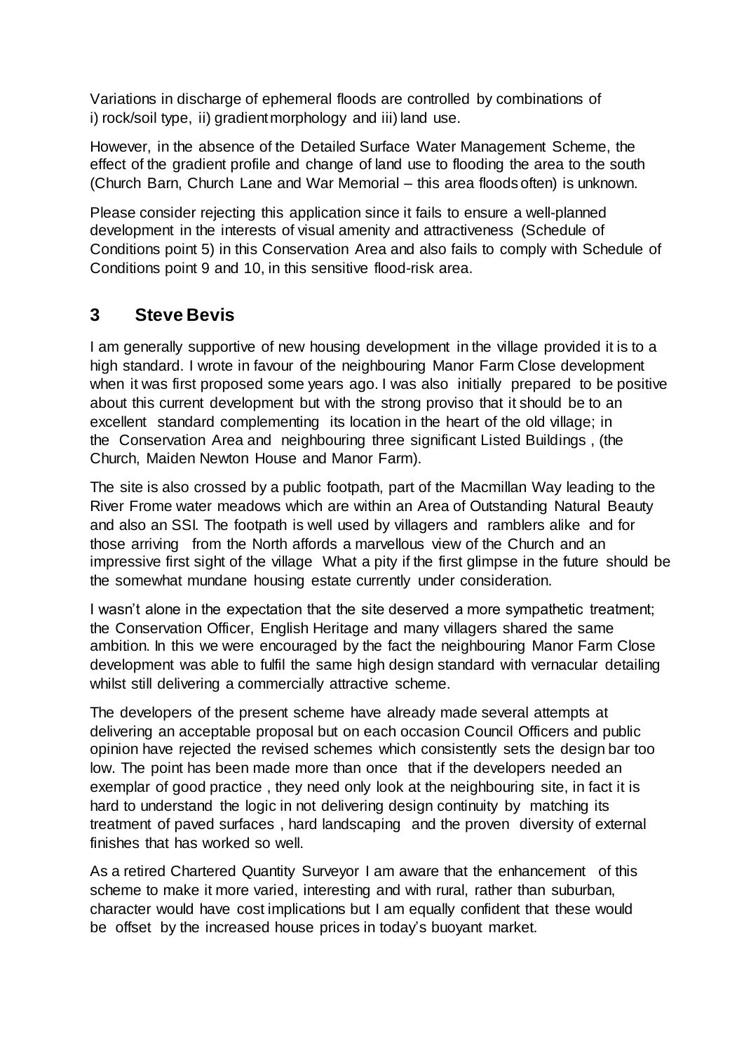Variations in discharge of ephemeral floods are controlled by combinations of i) rock/soil type, ii) gradient morphology and iii) land use.

However, in the absence of the Detailed Surface Water Management Scheme, the effect of the gradient profile and change of land use to flooding the area to the south (Church Barn, Church Lane and War Memorial – this area floods often) is unknown.

Please consider rejecting this application since it fails to ensure a well-planned development in the interests of visual amenity and attractiveness (Schedule of Conditions point 5) in this Conservation Area and also fails to comply with Schedule of Conditions point 9 and 10, in this sensitive flood-risk area.

## 3 Steve Bevis

I am generally supportive of new housing development in the village provided it is to a high standard. I wrote in favour of the neighbouring Manor Farm Close development when it was first proposed some years ago. I was also initially prepared to be positive about this current development but with the strong proviso that it should be to an excellent standard complementing its location in the heart of the old village; in the Conservation Area and neighbouring three significant Listed Buildings , (the Church, Maiden Newton House and Manor Farm).

The site is also crossed by a public footpath, part of the Macmillan Way leading to the River Frome water meadows which are within an Area of Outstanding Natural Beauty and also an SSI. The footpath is well used by villagers and ramblers alike and for those arriving from the North affords a marvellous view of the Church and an impressive first sight of the village What a pity if the first glimpse in the future should be the somewhat mundane housing estate currently under consideration.

I wasn't alone in the expectation that the site deserved a more sympathetic treatment; the Conservation Officer, English Heritage and many villagers shared the same ambition. In this we were encouraged by the fact the neighbouring Manor Farm Close development was able to fulfil the same high design standard with vernacular detailing whilst still delivering a commercially attractive scheme.

The developers of the present scheme have already made several attempts at delivering an acceptable proposal but on each occasion Council Officers and public opinion have rejected the revised schemes which consistently sets the design bar too low. The point has been made more than once that if the developers needed an exemplar of good practice , they need only look at the neighbouring site, in fact it is hard to understand the logic in not delivering design continuity by matching its treatment of paved surfaces , hard landscaping and the proven diversity of external finishes that has worked so well.

As a retired Chartered Quantity Surveyor I am aware that the enhancement of this scheme to make it more varied, interesting and with rural, rather than suburban, character would have cost implications but I am equally confident that these would be offset by the increased house prices in today's buoyant market.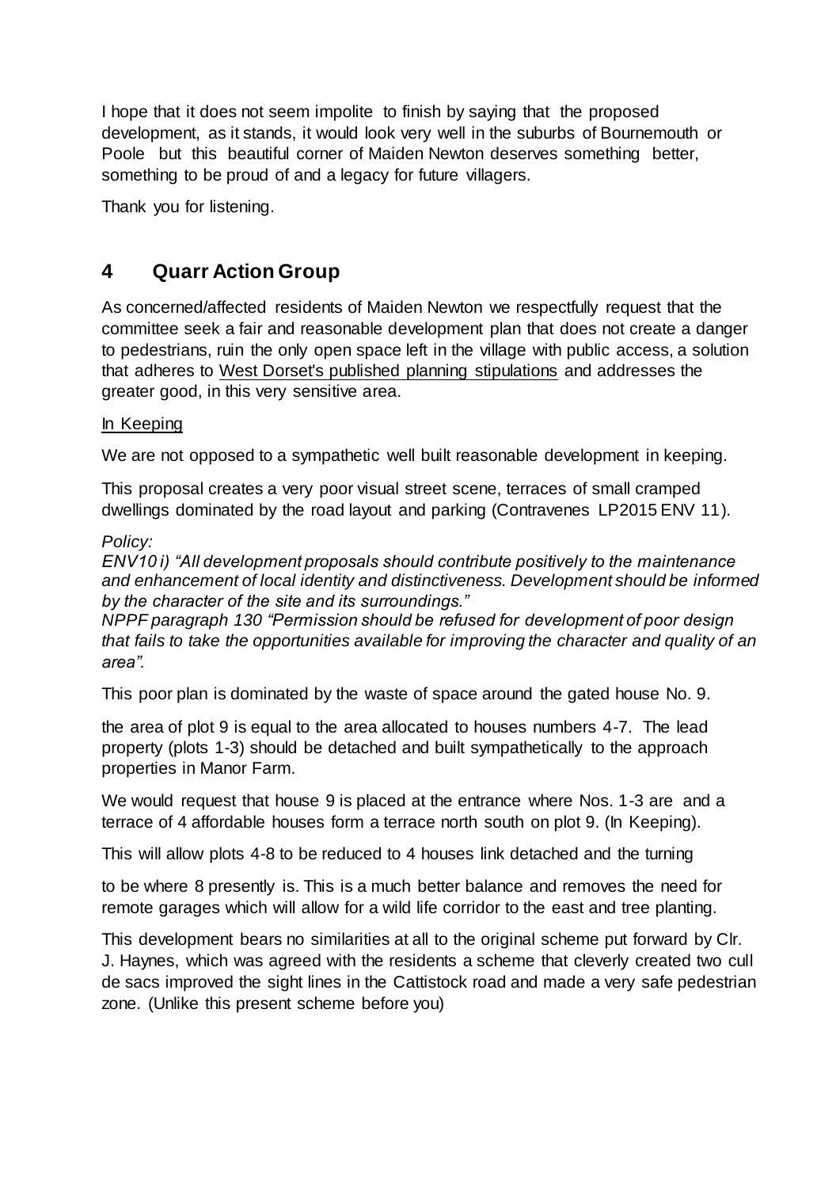I hope that it does not seem impolite to finish by saying that the proposed development, as it stands, it would look very well in the suburbs of Bournemouth or Poole but this beautiful corner of Maiden Newton deserves something better, something to be proud of and a legacy for future villagers.

Thank you for listening.

## 4 Quarr Action Group

As concerned/affected residents of Maiden Newton we respectfully request that the committee seek a fair and reasonable development plan that does not create a danger to pedestrians, ruin the only open space left in the village with public access, a solution that adheres to West Dorset's published planning stipulations and addresses the greater good, in this very sensitive area.

In Keeping

We are not opposed to a sympathetic well built reasonable development in keeping.

This proposal creates a very poor visual street scene, terraces of small cramped dwellings dominated by the road layout and parking (Contravenes LP2015 ENV 11).

*Policy:*
*ENV10 i) "All development proposals should contribute positively to the maintenance and enhancement of local identity and distinctiveness. Development should be informed by the character of the site and its surroundings."*
*NPPF paragraph 130 "Permission should be refused for development of poor design that fails to take the opportunities available for improving the character and quality of an area".*

This poor plan is dominated by the waste of space around the gated house No. 9.

the area of plot 9 is equal to the area allocated to houses numbers 4-7. The lead property (plots 1-3) should be detached and built sympathetically to the approach properties in Manor Farm.

We would request that house 9 is placed at the entrance where Nos. 1-3 are and a terrace of 4 affordable houses form a terrace north south on plot 9. (In Keeping).

This will allow plots 4-8 to be reduced to 4 houses link detached and the turning

to be where 8 presently is. This is a much better balance and removes the need for remote garages which will allow for a wild life corridor to the east and tree planting.

This development bears no similarities at all to the original scheme put forward by Clr. J. Haynes, which was agreed with the residents a scheme that cleverly created two cull de sacs improved the sight lines in the Cattistock road and made a very safe pedestrian zone. (Unlike this present scheme before you)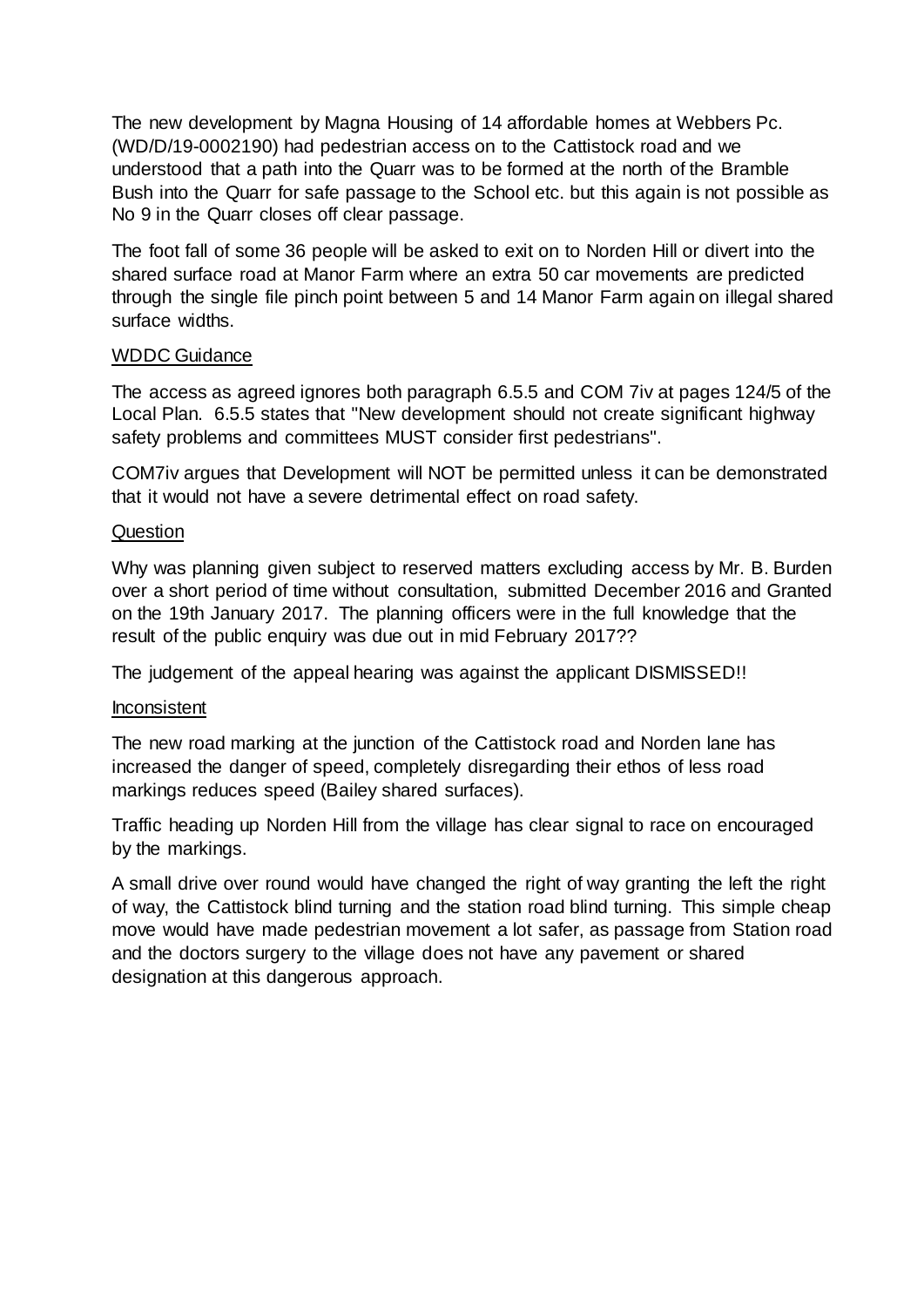The new development by Magna Housing of 14 affordable homes at Webbers Pc. (WD/D/19-0002190) had pedestrian access on to the Cattistock road and we understood that a path into the Quarr was to be formed at the north of the Bramble Bush into the Quarr for safe passage to the School etc. but this again is not possible as No 9 in the Quarr closes off clear passage.

The foot fall of some 36 people will be asked to exit on to Norden Hill or divert into the shared surface road at Manor Farm where an extra 50 car movements are predicted through the single file pinch point between 5 and 14 Manor Farm again on illegal shared surface widths.

<u>WDDC Guidance</u>

The access as agreed ignores both paragraph 6.5.5 and COM 7iv at pages 124/5 of the Local Plan. 6.5.5 states that "New development should not create significant highway safety problems and committees MUST consider first pedestrians".

COM7iv argues that Development will NOT be permitted unless it can be demonstrated that it would not have a severe detrimental effect on road safety.

<u>Question</u>

Why was planning given subject to reserved matters excluding access by Mr. B. Burden over a short period of time without consultation, submitted December 2016 and Granted on the 19th January 2017. The planning officers were in the full knowledge that the result of the public enquiry was due out in mid February 2017??

The judgement of the appeal hearing was against the applicant DISMISSED!!

<u>Inconsistent</u>

The new road marking at the junction of the Cattistock road and Norden lane has increased the danger of speed, completely disregarding their ethos of less road markings reduces speed (Bailey shared surfaces).

Traffic heading up Norden Hill from the village has clear signal to race on encouraged by the markings.

A small drive over round would have changed the right of way granting the left the right of way, the Cattistock blind turning and the station road blind turning. This simple cheap move would have made pedestrian movement a lot safer, as passage from Station road and the doctors surgery to the village does not have any pavement or shared designation at this dangerous approach.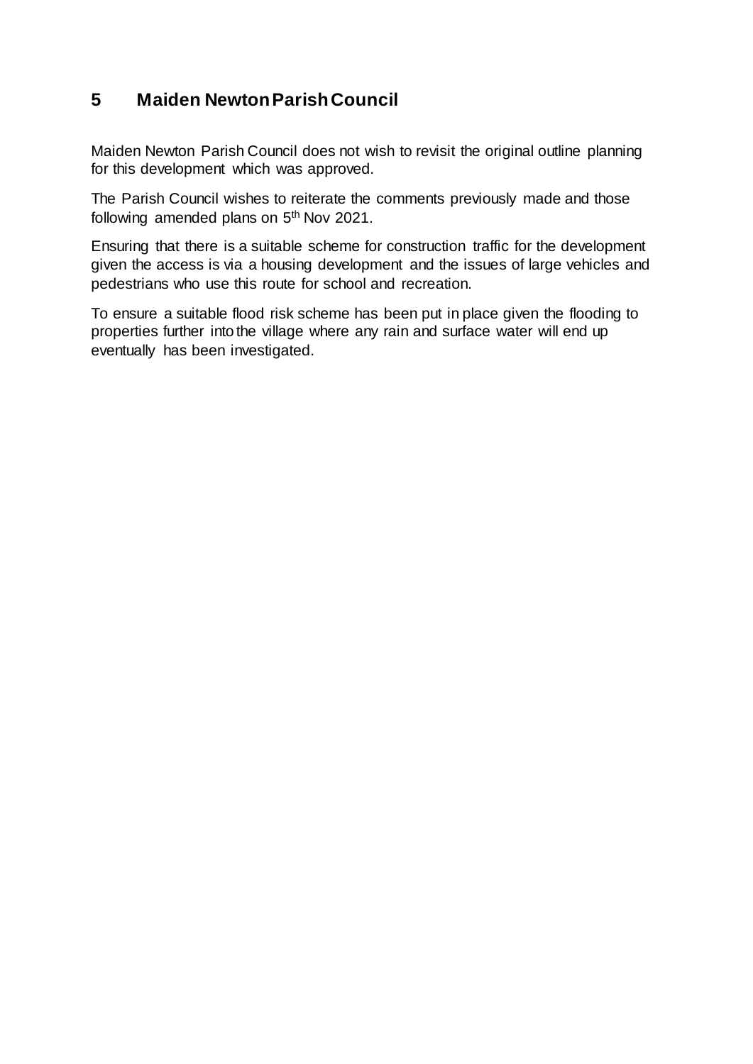## 5 Maiden Newton Parish Council

Maiden Newton Parish Council does not wish to revisit the original outline planning for this development which was approved.

The Parish Council wishes to reiterate the comments previously made and those following amended plans on 5th Nov 2021.

Ensuring that there is a suitable scheme for construction traffic for the development given the access is via a housing development and the issues of large vehicles and pedestrians who use this route for school and recreation.

To ensure a suitable flood risk scheme has been put in place given the flooding to properties further into the village where any rain and surface water will end up eventually has been investigated.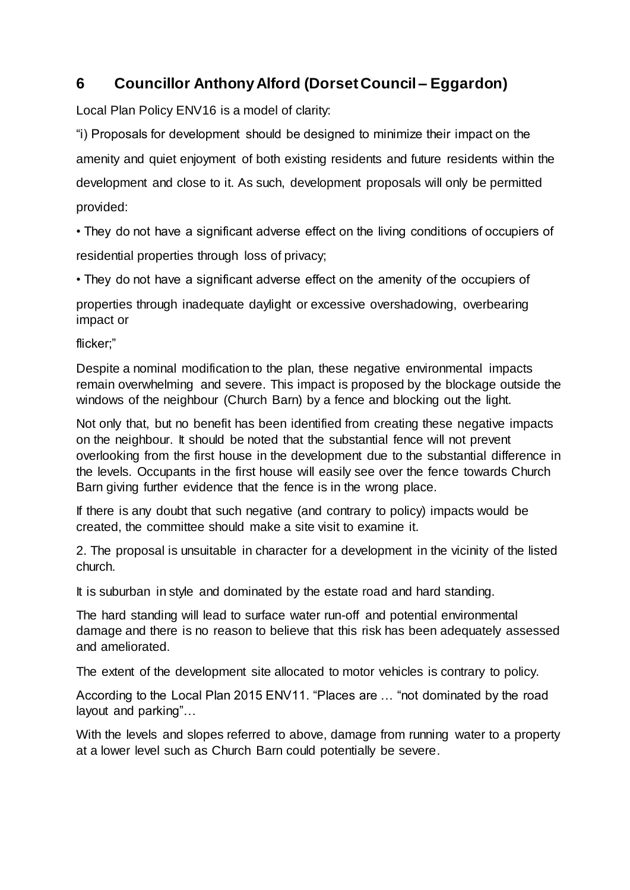## 6 Councillor Anthony Alford (Dorset Council – Eggardon)

Local Plan Policy ENV16 is a model of clarity:

"i) Proposals for development should be designed to minimize their impact on the amenity and quiet enjoyment of both existing residents and future residents within the development and close to it. As such, development proposals will only be permitted provided:

• They do not have a significant adverse effect on the living conditions of occupiers of residential properties through loss of privacy;

• They do not have a significant adverse effect on the amenity of the occupiers of properties through inadequate daylight or excessive overshadowing, overbearing impact or flicker;"

Despite a nominal modification to the plan, these negative environmental impacts remain overwhelming and severe. This impact is proposed by the blockage outside the windows of the neighbour (Church Barn) by a fence and blocking out the light.

Not only that, but no benefit has been identified from creating these negative impacts on the neighbour. It should be noted that the substantial fence will not prevent overlooking from the first house in the development due to the substantial difference in the levels. Occupants in the first house will easily see over the fence towards Church Barn giving further evidence that the fence is in the wrong place.

If there is any doubt that such negative (and contrary to policy) impacts would be created, the committee should make a site visit to examine it.

2. The proposal is unsuitable in character for a development in the vicinity of the listed church.

It is suburban in style and dominated by the estate road and hard standing.

The hard standing will lead to surface water run-off and potential environmental damage and there is no reason to believe that this risk has been adequately assessed and ameliorated.

The extent of the development site allocated to motor vehicles is contrary to policy.

According to the Local Plan 2015 ENV11. "Places are … "not dominated by the road layout and parking"…

With the levels and slopes referred to above, damage from running water to a property at a lower level such as Church Barn could potentially be severe.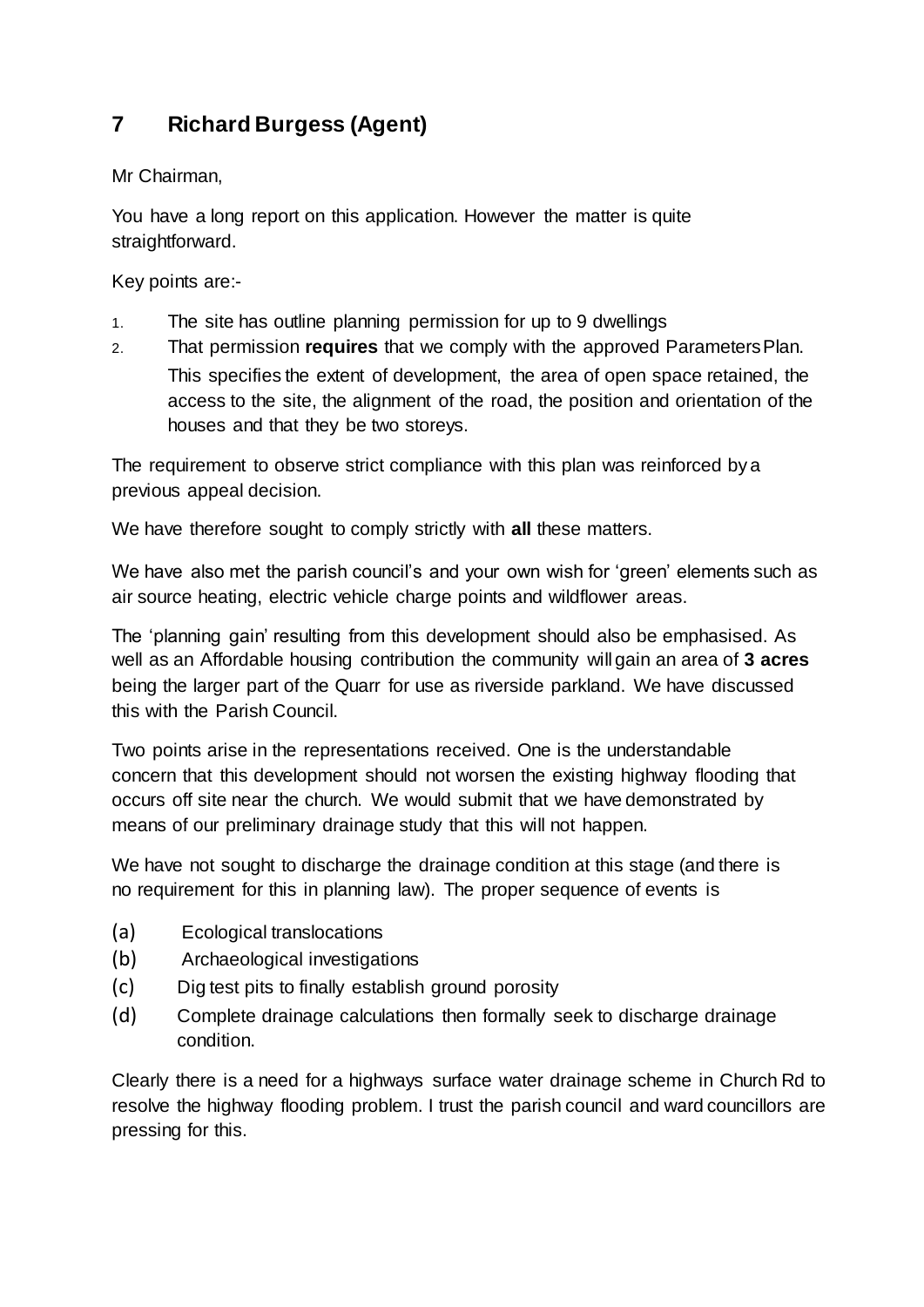## 7 Richard Burgess (Agent)

Mr Chairman,

You have a long report on this application. However the matter is quite straightforward.

Key points are:-

1. The site has outline planning permission for up to 9 dwellings
2. That permission **requires** that we comply with the approved Parameters Plan. This specifies the extent of development, the area of open space retained, the access to the site, the alignment of the road, the position and orientation of the houses and that they be two storeys.

The requirement to observe strict compliance with this plan was reinforced by a previous appeal decision.

We have therefore sought to comply strictly with **all** these matters.

We have also met the parish council's and your own wish for 'green' elements such as air source heating, electric vehicle charge points and wildflower areas.

The 'planning gain' resulting from this development should also be emphasised. As well as an Affordable housing contribution the community will gain an area of **3 acres** being the larger part of the Quarr for use as riverside parkland. We have discussed this with the Parish Council.

Two points arise in the representations received. One is the understandable concern that this development should not worsen the existing highway flooding that occurs off site near the church. We would submit that we have demonstrated by means of our preliminary drainage study that this will not happen.

We have not sought to discharge the drainage condition at this stage (and there is no requirement for this in planning law). The proper sequence of events is

(a) Ecological translocations
(b) Archaeological investigations
(c) Dig test pits to finally establish ground porosity
(d) Complete drainage calculations then formally seek to discharge drainage condition.

Clearly there is a need for a highways surface water drainage scheme in Church Rd to resolve the highway flooding problem. I trust the parish council and ward councillors are pressing for this.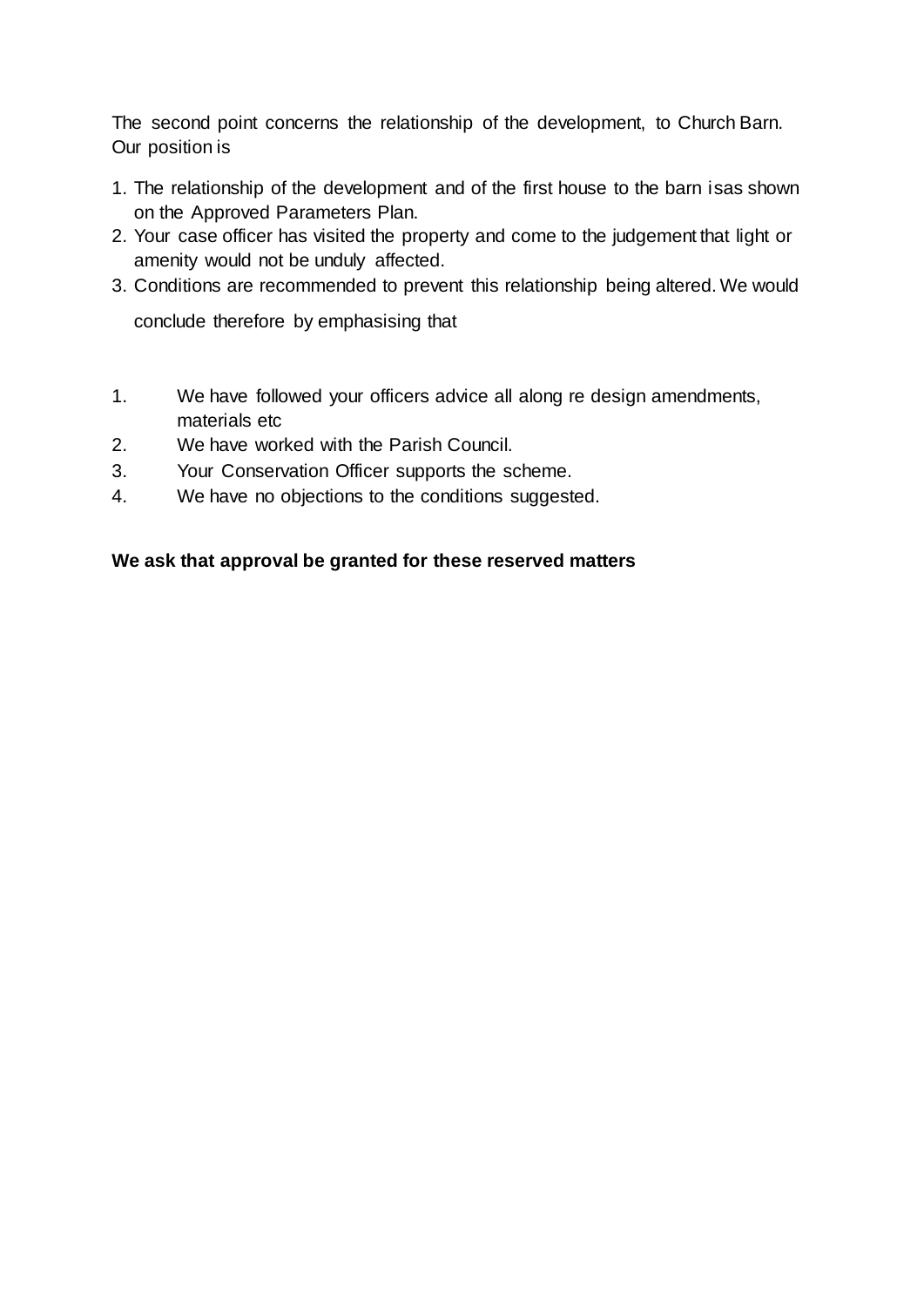The second point concerns the relationship of the development, to Church Barn. Our position is

1. The relationship of the development and of the first house to the barn isas shown on the Approved Parameters Plan.
2. Your case officer has visited the property and come to the judgement that light or amenity would not be unduly affected.
3. Conditions are recommended to prevent this relationship being altered. We would conclude therefore by emphasising that

1. We have followed your officers advice all along re design amendments, materials etc
2. We have worked with the Parish Council.
3. Your Conservation Officer supports the scheme.
4. We have no objections to the conditions suggested.

**We ask that approval be granted for these reserved matters**